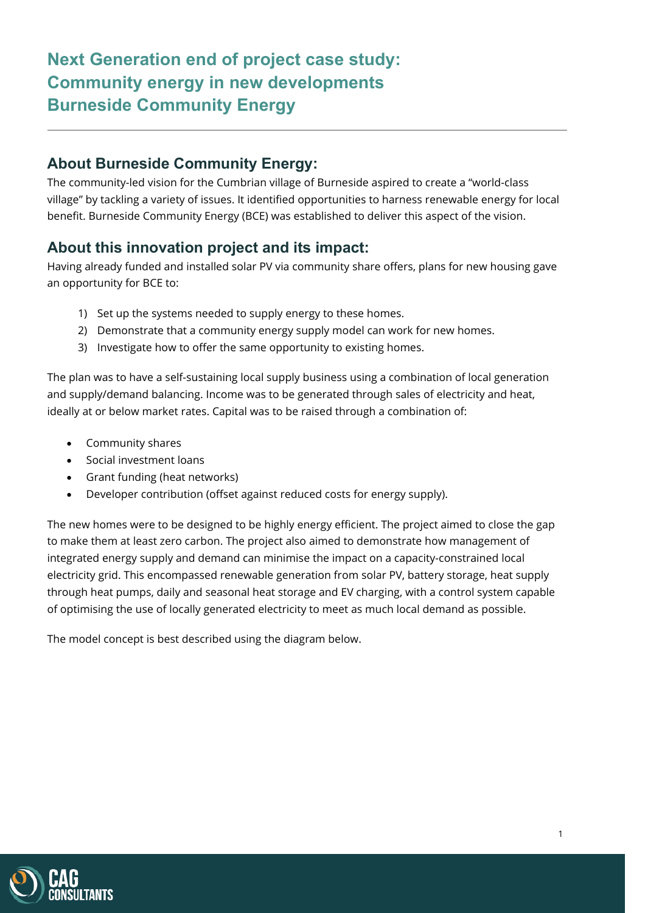# Next Generation end of project case study: Community energy in new developments Burneside Community Energy

## About Burneside Community Energy:

The community-led vision for the Cumbrian village of Burneside aspired to create a "world-class village" by tackling a variety of issues. It identified opportunities to harness renewable energy for local benefit. Burneside Community Energy (BCE) was established to deliver this aspect of the vision.

## About this innovation project and its impact:

Having already funded and installed solar PV via community share offers, plans for new housing gave an opportunity for BCE to:

1) Set up the systems needed to supply energy to these homes.
2) Demonstrate that a community energy supply model can work for new homes.
3) Investigate how to offer the same opportunity to existing homes.

The plan was to have a self-sustaining local supply business using a combination of local generation and supply/demand balancing. Income was to be generated through sales of electricity and heat, ideally at or below market rates. Capital was to be raised through a combination of:

- Community shares
- Social investment loans
- Grant funding (heat networks)
- Developer contribution (offset against reduced costs for energy supply).

The new homes were to be designed to be highly energy efficient. The project aimed to close the gap to make them at least zero carbon. The project also aimed to demonstrate how management of integrated energy supply and demand can minimise the impact on a capacity-constrained local electricity grid. This encompassed renewable generation from solar PV, battery storage, heat supply through heat pumps, daily and seasonal heat storage and EV charging, with a control system capable of optimising the use of locally generated electricity to meet as much local demand as possible.

The model concept is best described using the diagram below.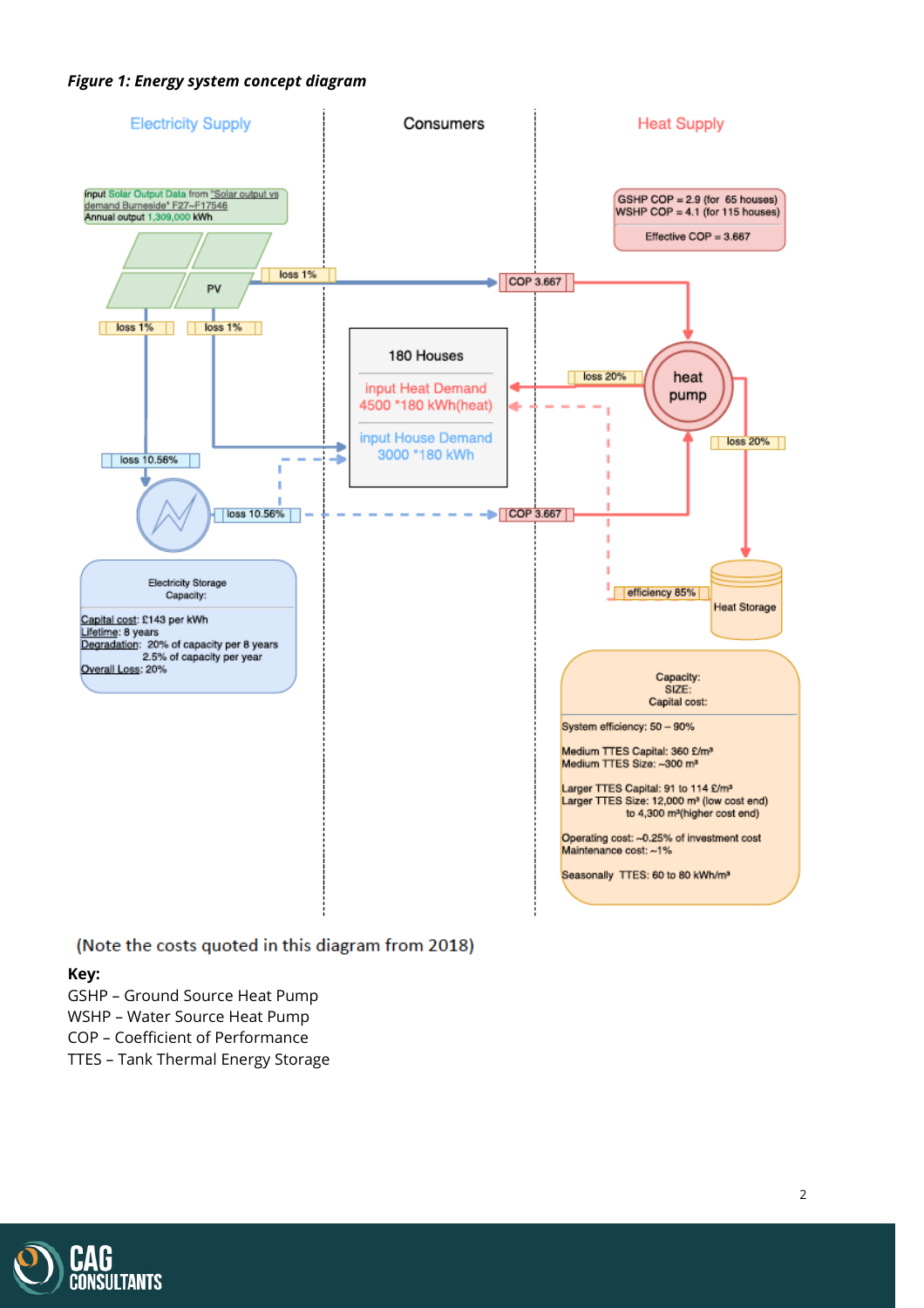*Figure 1: Energy system concept diagram*

Electricity Supply | Consumers | Heat Supply

input Solar Output Data from "Solar output vs demand Burneside" F27~F17546
Annual output 1,309,000 kWh

PV

loss 1%

loss 1%

loss 1%

loss 10.56%

loss 10.56%

Electricity Storage
Capacity:

Capital cost: £143 per kWh
Lifetime: 8 years
Degradation: 20% of capacity per 8 years
2.5% of capacity per year
Overall Loss: 20%

180 Houses

input Heat Demand
4500 *180 kWh(heat)

input House Demand
3000 *180 kWh

GSHP COP = 2.9 (for 65 houses)
WSHP COP = 4.1 (for 115 houses)

Effective COP = 3.667

COP 3.667

COP 3.667

heat pump

loss 20%

loss 20%

efficiency 85%

Heat Storage

Capacity:
SIZE:
Capital cost:

System efficiency: 50 – 90%

Medium TTES Capital: 360 £/m³
Medium TTES Size: ~300 m³

Larger TTES Capital: 91 to 114 £/m³
Larger TTES Size: 12,000 m³ (low cost end)
to 4,300 m³(higher cost end)

Operating cost: ~0.25% of investment cost
Maintenance cost: ~1%

Seasonally TTES: 60 to 80 kWh/m³

(Note the costs quoted in this diagram from 2018)

**Key:**

GSHP – Ground Source Heat Pump
WSHP – Water Source Heat Pump
COP – Coefficient of Performance
TTES – Tank Thermal Energy Storage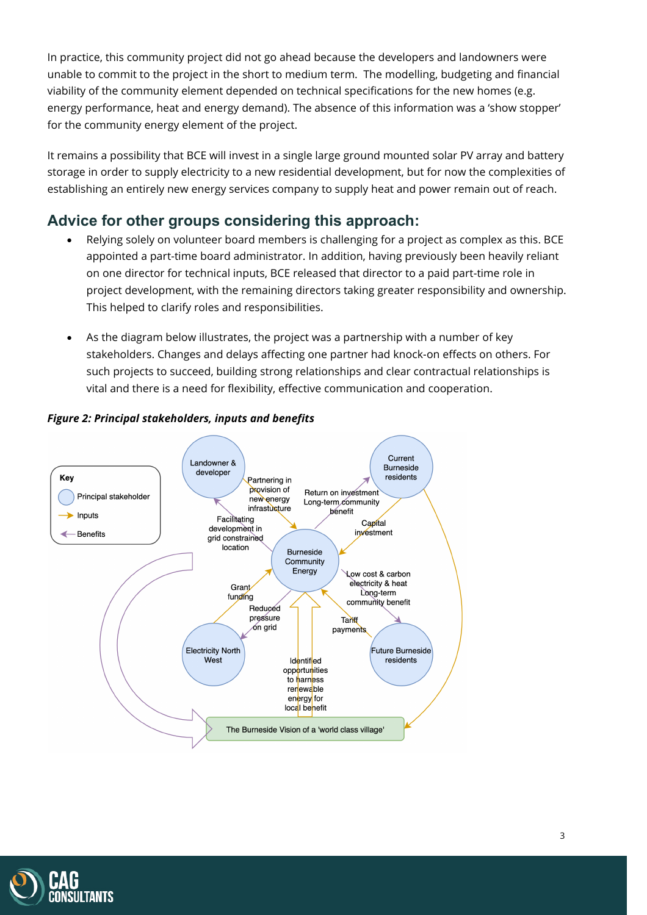In practice, this community project did not go ahead because the developers and landowners were unable to commit to the project in the short to medium term. The modelling, budgeting and financial viability of the community element depended on technical specifications for the new homes (e.g. energy performance, heat and energy demand). The absence of this information was a 'show stopper' for the community energy element of the project.

It remains a possibility that BCE will invest in a single large ground mounted solar PV array and battery storage in order to supply electricity to a new residential development, but for now the complexities of establishing an entirely new energy services company to supply heat and power remain out of reach.

## Advice for other groups considering this approach:

- Relying solely on volunteer board members is challenging for a project as complex as this. BCE appointed a part-time board administrator. In addition, having previously been heavily reliant on one director for technical inputs, BCE released that director to a paid part-time role in project development, with the remaining directors taking greater responsibility and ownership. This helped to clarify roles and responsibilities.

- As the diagram below illustrates, the project was a partnership with a number of key stakeholders. Changes and delays affecting one partner had knock-on effects on others. For such projects to succeed, building strong relationships and clear contractual relationships is vital and there is a need for flexibility, effective communication and cooperation.

***Figure 2: Principal stakeholders, inputs and benefits***

Key: Principal stakeholder; Inputs; Benefits

Landowner & developer — Partnering in provision of new energy infrastructure → Burnside Community Energy

Burnside Community Energy — Facilitating development in grid constrained location → Landowner & developer

Current Burneside residents — Capital investment → Burnside Community Energy

Burnside Community Energy — Return on investment, Long-term community benefit → Current Burneside residents

Electricity North West — Grant funding → Burnside Community Energy

Burnside Community Energy — Reduced pressure on grid → Electricity North West

Future Burneside residents — Tariff payments → Burnside Community Energy

Burnside Community Energy — Low cost & carbon electricity & heat, Long-term community benefit → Future Burneside residents

The Burneside Vision of a 'world class village' — Identified opportunities to harness renewable energy for local benefit → Burnside Community Energy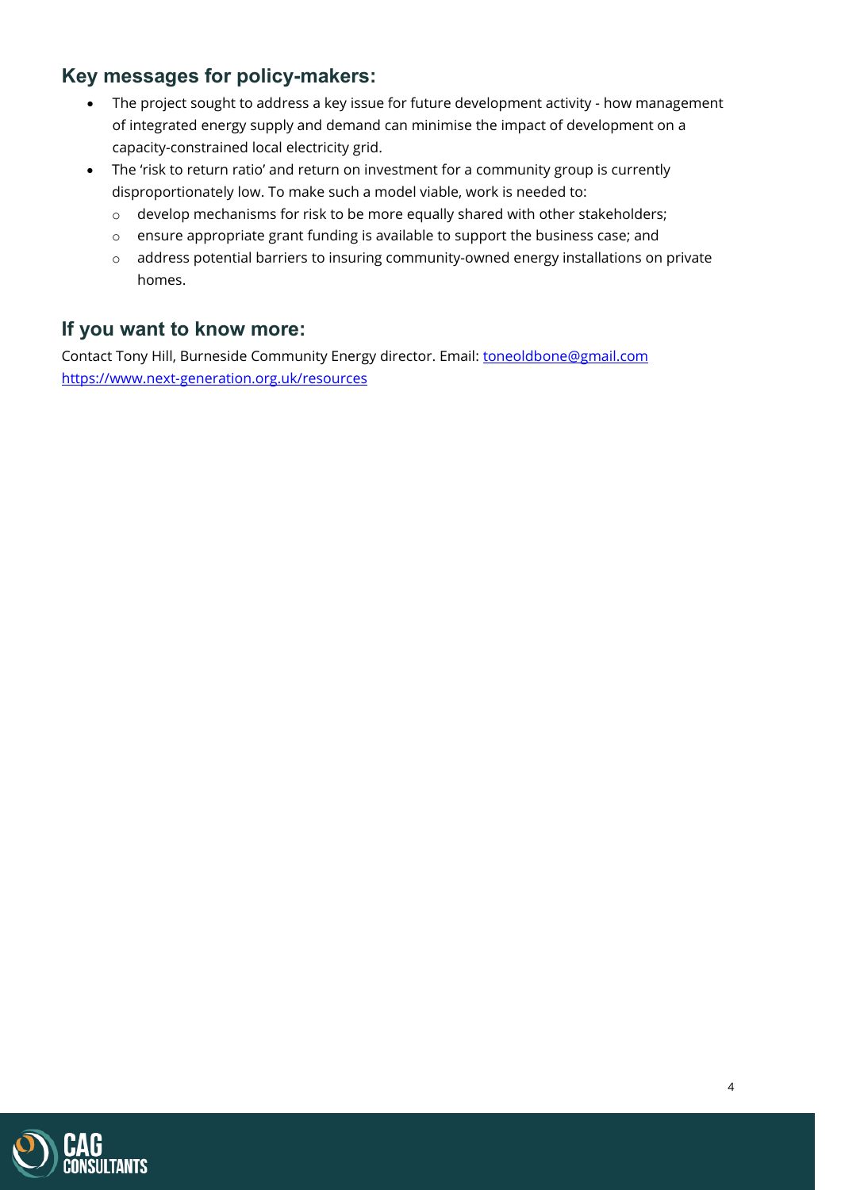## Key messages for policy-makers:

- The project sought to address a key issue for future development activity - how management of integrated energy supply and demand can minimise the impact of development on a capacity-constrained local electricity grid.
- The 'risk to return ratio' and return on investment for a community group is currently disproportionately low. To make such a model viable, work is needed to:
  - develop mechanisms for risk to be more equally shared with other stakeholders;
  - ensure appropriate grant funding is available to support the business case; and
  - address potential barriers to insuring community-owned energy installations on private homes.

## If you want to know more:

Contact Tony Hill, Burneside Community Energy director. Email: [toneoldbone@gmail.com](mailto:toneoldbone@gmail.com)
[https://www.next-generation.org.uk/resources](https://www.next-generation.org.uk/resources)